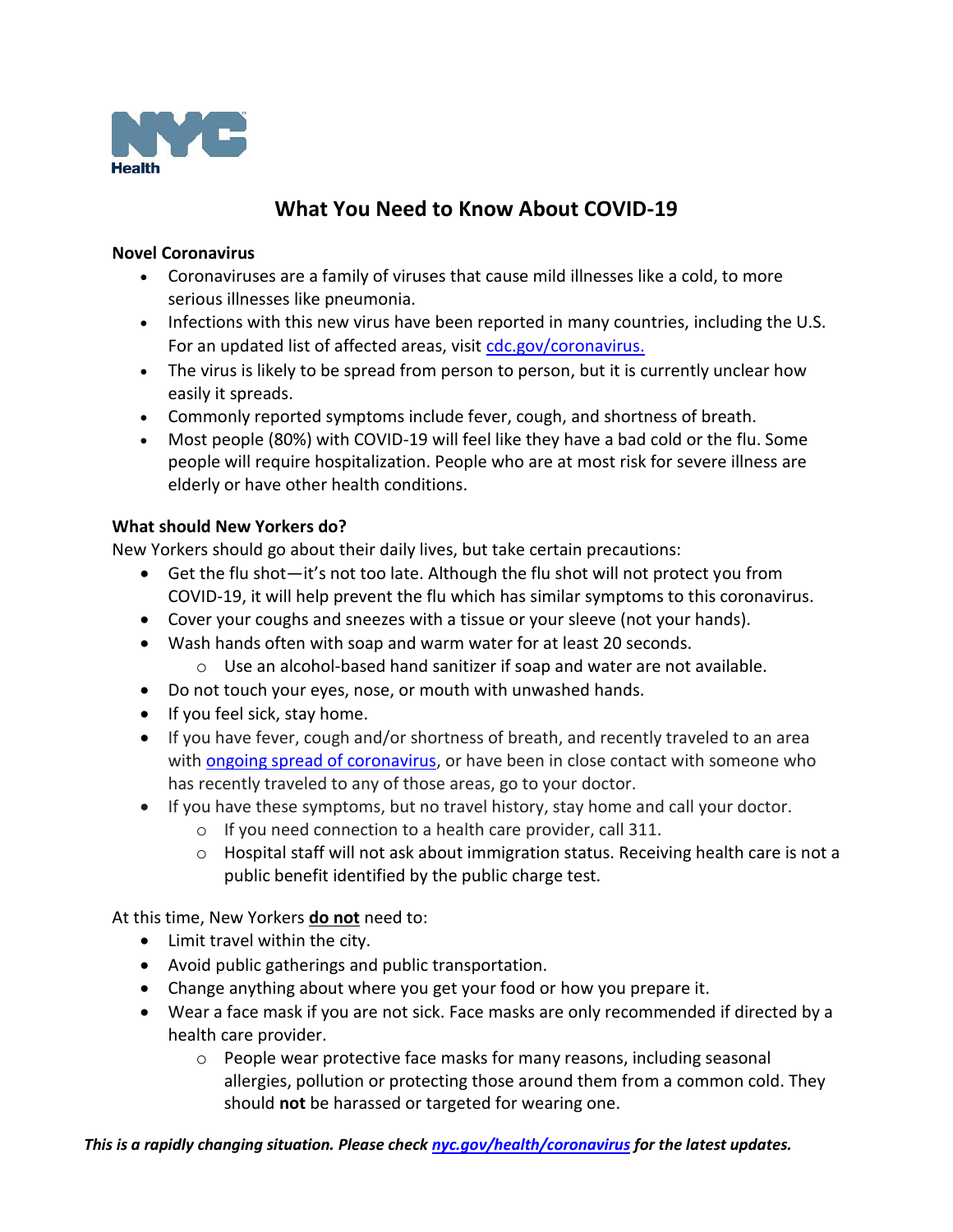NYC Health

# What You Need to Know About COVID-19

**Novel Coronavirus**

- Coronaviruses are a family of viruses that cause mild illnesses like a cold, to more serious illnesses like pneumonia.
- Infections with this new virus have been reported in many countries, including the U.S. For an updated list of affected areas, visit [cdc.gov/coronavirus.](cdc.gov/coronavirus)
- The virus is likely to be spread from person to person, but it is currently unclear how easily it spreads.
- Commonly reported symptoms include fever, cough, and shortness of breath.
- Most people (80%) with COVID-19 will feel like they have a bad cold or the flu. Some people will require hospitalization. People who are at most risk for severe illness are elderly or have other health conditions.

**What should New Yorkers do?**

New Yorkers should go about their daily lives, but take certain precautions:

- Get the flu shot—it's not too late. Although the flu shot will not protect you from COVID-19, it will help prevent the flu which has similar symptoms to this coronavirus.
- Cover your coughs and sneezes with a tissue or your sleeve (not your hands).
- Wash hands often with soap and warm water for at least 20 seconds.
    - Use an alcohol-based hand sanitizer if soap and water are not available.
- Do not touch your eyes, nose, or mouth with unwashed hands.
- If you feel sick, stay home.
- If you have fever, cough and/or shortness of breath, and recently traveled to an area with ongoing spread of coronavirus, or have been in close contact with someone who has recently traveled to any of those areas, go to your doctor.
- If you have these symptoms, but no travel history, stay home and call your doctor.
    - If you need connection to a health care provider, call 311.
    - Hospital staff will not ask about immigration status. Receiving health care is not a public benefit identified by the public charge test.

At this time, New Yorkers **do not** need to:

- Limit travel within the city.
- Avoid public gatherings and public transportation.
- Change anything about where you get your food or how you prepare it.
- Wear a face mask if you are not sick. Face masks are only recommended if directed by a health care provider.
    - People wear protective face masks for many reasons, including seasonal allergies, pollution or protecting those around them from a common cold. They should **not** be harassed or targeted for wearing one.

***This is a rapidly changing situation. Please check [nyc.gov/health/coronavirus](nyc.gov/health/coronavirus) for the latest updates.***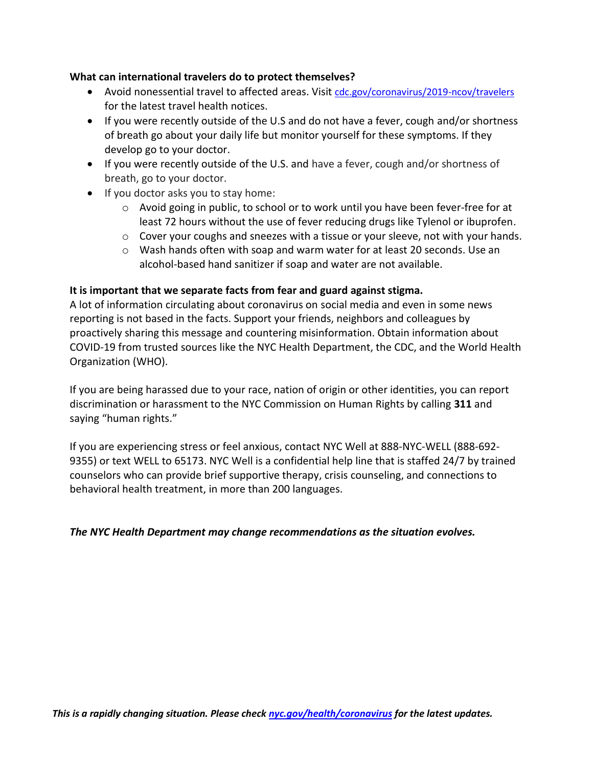**What can international travelers do to protect themselves?**

- Avoid nonessential travel to affected areas. Visit cdc.gov/coronavirus/2019-ncov/travelers for the latest travel health notices.
- If you were recently outside of the U.S and do not have a fever, cough and/or shortness of breath go about your daily life but monitor yourself for these symptoms. If they develop go to your doctor.
- If you were recently outside of the U.S. and have a fever, cough and/or shortness of breath, go to your doctor.
- If you doctor asks you to stay home:
  - Avoid going in public, to school or to work until you have been fever-free for at least 72 hours without the use of fever reducing drugs like Tylenol or ibuprofen.
  - Cover your coughs and sneezes with a tissue or your sleeve, not with your hands.
  - Wash hands often with soap and warm water for at least 20 seconds. Use an alcohol-based hand sanitizer if soap and water are not available.

**It is important that we separate facts from fear and guard against stigma.**

A lot of information circulating about coronavirus on social media and even in some news reporting is not based in the facts. Support your friends, neighbors and colleagues by proactively sharing this message and countering misinformation. Obtain information about COVID-19 from trusted sources like the NYC Health Department, the CDC, and the World Health Organization (WHO).

If you are being harassed due to your race, nation of origin or other identities, you can report discrimination or harassment to the NYC Commission on Human Rights by calling **311** and saying "human rights."

If you are experiencing stress or feel anxious, contact NYC Well at 888-NYC-WELL (888-692-9355) or text WELL to 65173. NYC Well is a confidential help line that is staffed 24/7 by trained counselors who can provide brief supportive therapy, crisis counseling, and connections to behavioral health treatment, in more than 200 languages.

***The NYC Health Department may change recommendations as the situation evolves.***

***This is a rapidly changing situation. Please check nyc.gov/health/coronavirus for the latest updates.***